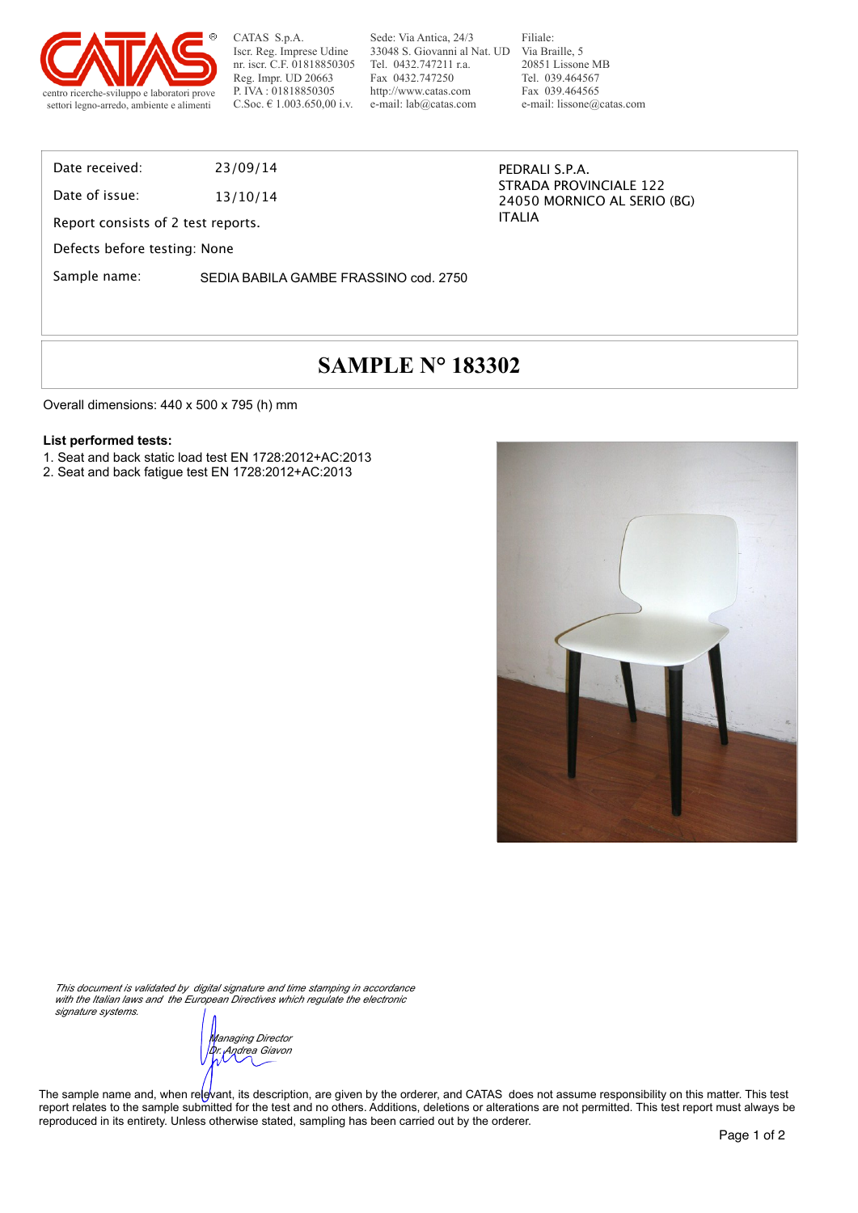CATAS S.p.A.
Iscr. Reg. Imprese Udine
nr. iscr. C.F. 01818850305
Reg. Impr. UD 20663
P. IVA : 01818850305
C.Soc. € 1.003.650,00 i.v.

Sede: Via Antica, 24/3
33048 S. Giovanni al Nat. UD
Tel. 0432.747211 r.a.
Fax 0432.747250
http://www.catas.com
e-mail: lab@catas.com

Filiale:
Via Braille, 5
20851 Lissone MB
Tel. 039.464567
Fax 039.464565
e-mail: lissone@catas.com

centro ricerche-sviluppo e laboratori prove
settori legno-arredo, ambiente e alimenti

Date received: 23/09/14

Date of issue: 13/10/14

Report consists of 2 test reports.

Defects before testing: None

Sample name: SEDIA BABILA GAMBE FRASSINO cod. 2750

PEDRALI S.P.A.
STRADA PROVINCIALE 122
24050 MORNICO AL SERIO (BG)
ITALIA

# SAMPLE N° 183302

Overall dimensions: 440 x 500 x 795 (h) mm

**List performed tests:**

1. Seat and back static load test EN 1728:2012+AC:2013
2. Seat and back fatigue test EN 1728:2012+AC:2013

*This document is validated by digital signature and time stamping in accordance with the Italian laws and the European Directives which regulate the electronic signature systems.*

*Managing Director*
*Dr. Andrea Giavon*

The sample name and, when relevant, its description, are given by the orderer, and CATAS does not assume responsibility on this matter. This test report relates to the sample submitted for the test and no others. Additions, deletions or alterations are not permitted. This test report must always be reproduced in its entirety. Unless otherwise stated, sampling has been carried out by the orderer.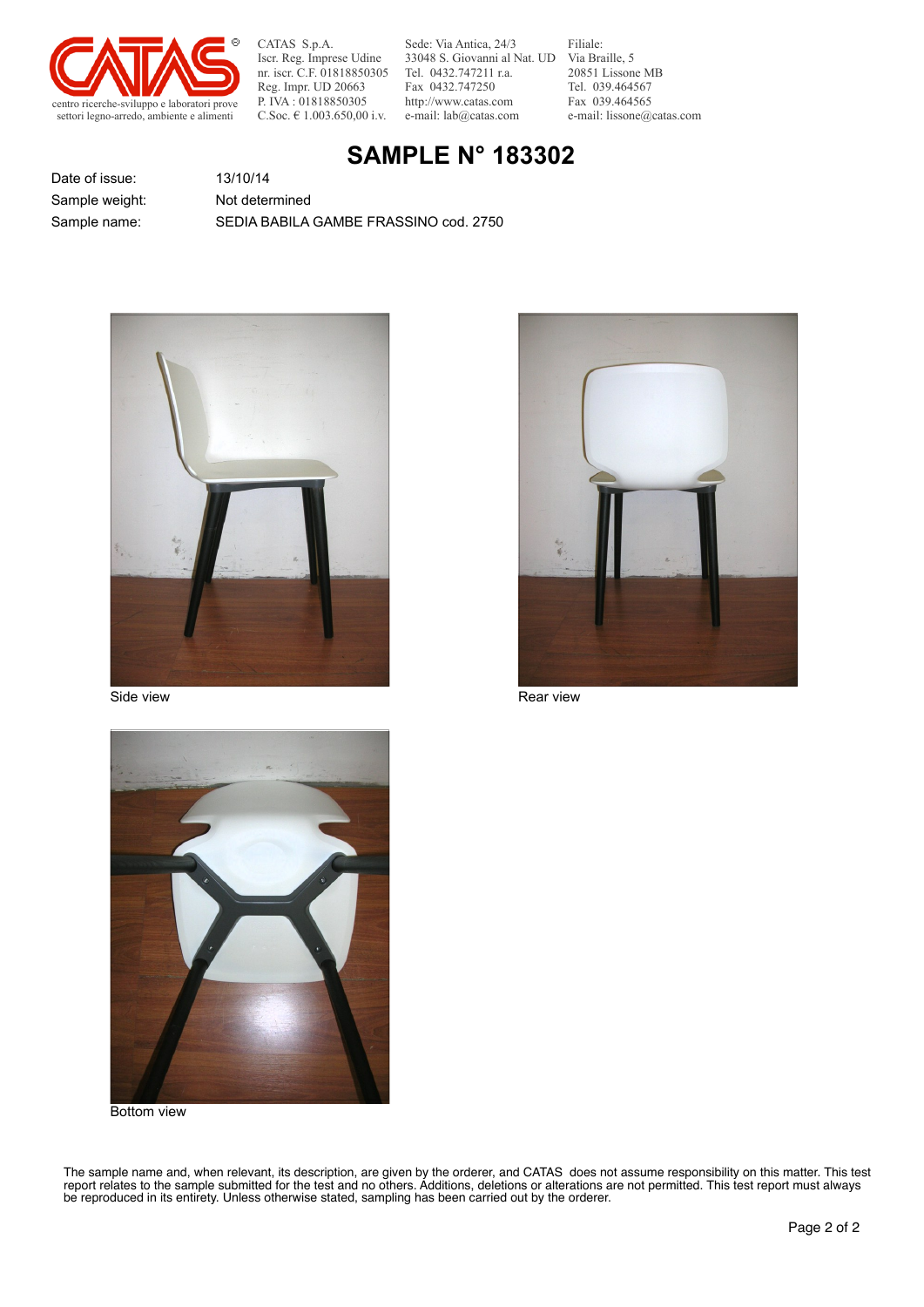CATAS S.p.A.
Iscr. Reg. Imprese Udine
nr. iscr. C.F. 01818850305
Reg. Impr. UD 20663
P. IVA : 01818850305
C.Soc. € 1.003.650,00 i.v.

Sede: Via Antica, 24/3
33048 S. Giovanni al Nat. UD
Tel. 0432.747211 r.a.
Fax 0432.747250
http://www.catas.com
e-mail: lab@catas.com

Filiale:
Via Braille, 5
20851 Lissone MB
Tel. 039.464567
Fax 039.464565
e-mail: lissone@catas.com

centro ricerche-sviluppo e laboratori prove
settori legno-arredo, ambiente e alimenti

# SAMPLE N° 183302

| | |
|---|---|
| Date of issue: | 13/10/14 |
| Sample weight: | Not determined |
| Sample name: | SEDIA BABILA GAMBE FRASSINO cod. 2750 |

Side view

Rear view

Bottom view

The sample name and, when relevant, its description, are given by the orderer, and CATAS does not assume responsibility on this matter. This test report relates to the sample submitted for the test and no others. Additions, deletions or alterations are not permitted. This test report must always be reproduced in its entirety. Unless otherwise stated, sampling has been carried out by the orderer.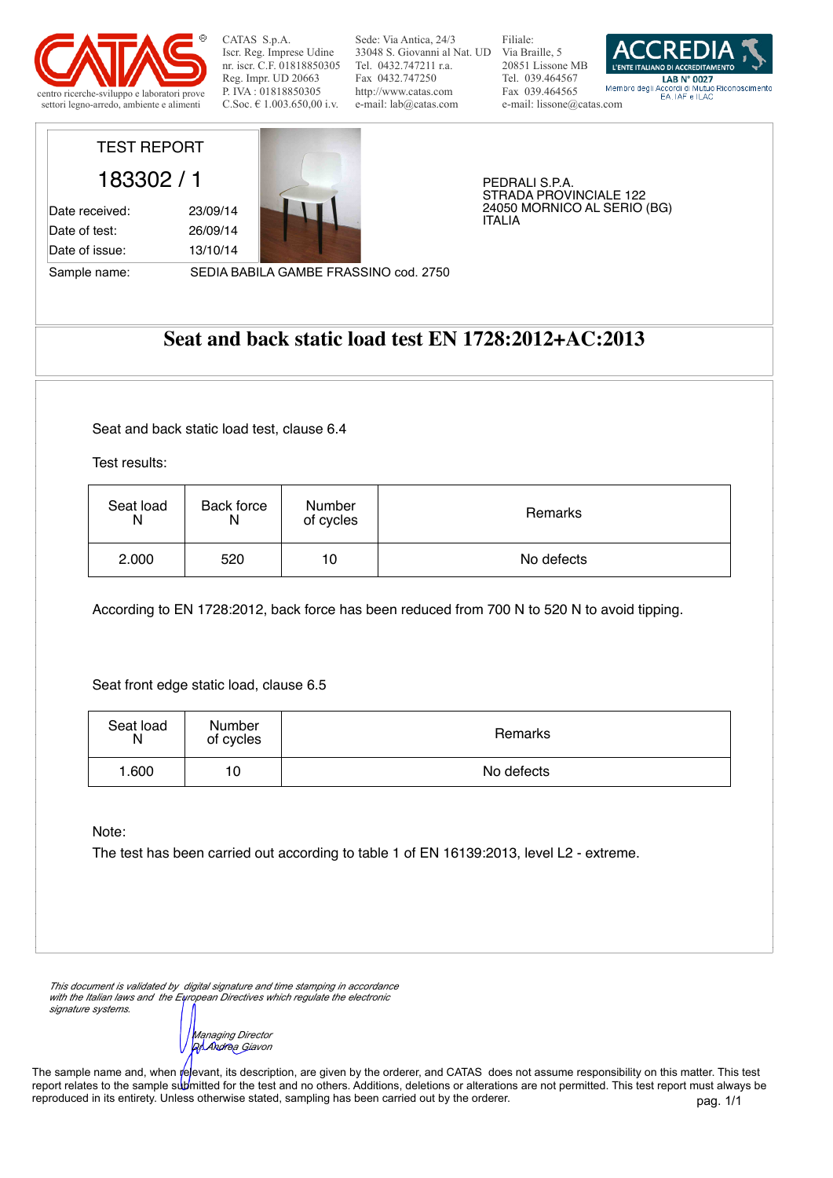CATAS S.p.A.
Iscr. Reg. Imprese Udine
nr. iscr. C.F. 01818850305
Reg. Impr. UD 20663
P. IVA : 01818850305
C.Soc. € 1.003.650,00 i.v.

Sede: Via Antica, 24/3
33048 S. Giovanni al Nat. UD
Tel. 0432.747211 r.a.
Fax 0432.747250
http://www.catas.com
e-mail: lab@catas.com

Filiale:
Via Braille, 5
20851 Lissone MB
Tel. 039.464567
Fax 039.464565
e-mail: lissone@catas.com

centro ricerche-sviluppo e laboratori prove settori legno-arredo, ambiente e alimenti

ACCREDIA L'ENTE ITALIANO DI ACCREDITAMENTO
LAB N° 0027
Membro degli Accordi di Mutuo Riconoscimento EA, IAF e ILAC

TEST REPORT

**183302 / 1**

Date received: 23/09/14
Date of test: 26/09/14
Date of issue: 13/10/14

Sample name: SEDIA BABILA GAMBE FRASSINO cod. 2750

PEDRALI S.P.A.
STRADA PROVINCIALE 122
24050 MORNICO AL SERIO (BG)
ITALIA

# Seat and back static load test EN 1728:2012+AC:2013

Seat and back static load test, clause 6.4

Test results:

| Seat load N | Back force N | Number of cycles | Remarks |
|---|---|---|---|
| 2.000 | 520 | 10 | No defects |

According to EN 1728:2012, back force has been reduced from 700 N to 520 N to avoid tipping.

Seat front edge static load, clause 6.5

| Seat load N | Number of cycles | Remarks |
|---|---|---|
| 1.600 | 10 | No defects |

Note:
The test has been carried out according to table 1 of EN 16139:2013, level L2 - extreme.

*This document is validated by digital signature and time stamping in accordance with the Italian laws and the European Directives which regulate the electronic signature systems.*

*Managing Director*
*Dr. Andrea Giavon*

The sample name and, when relevant, its description, are given by the orderer, and CATAS does not assume responsibility on this matter. This test report relates to the sample submitted for the test and no others. Additions, deletions or alterations are not permitted. This test report must always be reproduced in its entirety. Unless otherwise stated, sampling has been carried out by the orderer.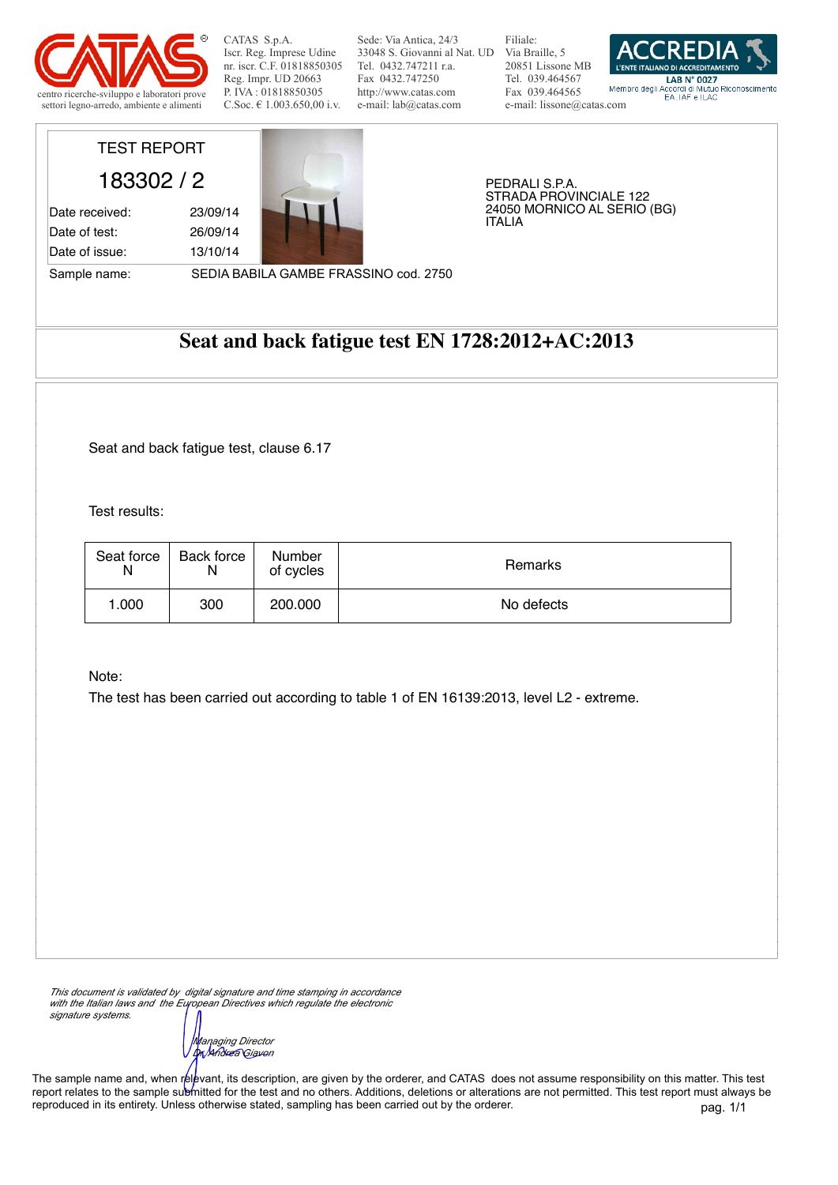CATAS S.p.A.
Iscr. Reg. Imprese Udine
nr. iscr. C.F. 01818850305
Reg. Impr. UD 20663
P. IVA : 01818850305
C.Soc. € 1.003.650,00 i.v.

Sede: Via Antica, 24/3
33048 S. Giovanni al Nat. UD
Tel. 0432.747211 r.a.
Fax 0432.747250
http://www.catas.com
e-mail: lab@catas.com

Filiale:
Via Braille, 5
20851 Lissone MB
Tel. 039.464567
Fax 039.464565
e-mail: lissone@catas.com

centro ricerche-sviluppo e laboratori prove settori legno-arredo, ambiente e alimenti

ACCREDIA L'ENTE ITALIANO DI ACCREDITAMENTO
LAB N° 0027
Membro degli Accordi di Mutuo Riconoscimento EA, IAF e ILAC

TEST REPORT

183302 / 2

| | |
|---|---|
| Date received: | 23/09/14 |
| Date of test: | 26/09/14 |
| Date of issue: | 13/10/14 |
| Sample name: | SEDIA BABILA GAMBE FRASSINO cod. 2750 |

PEDRALI S.P.A.
STRADA PROVINCIALE 122
24050 MORNICO AL SERIO (BG)
ITALIA

# Seat and back fatigue test EN 1728:2012+AC:2013

Seat and back fatigue test, clause 6.17

Test results:

| Seat force N | Back force N | Number of cycles | Remarks |
|---|---|---|---|
| 1.000 | 300 | 200.000 | No defects |

Note:
The test has been carried out according to table 1 of EN 16139:2013, level L2 - extreme.

*This document is validated by digital signature and time stamping in accordance with the Italian laws and the European Directives which regulate the electronic signature systems.*

*Managing Director*
*Dr. Andrea Giavon*

The sample name and, when relevant, its description, are given by the orderer, and CATAS does not assume responsibility on this matter. This test report relates to the sample submitted for the test and no others. Additions, deletions or alterations are not permitted. This test report must always be reproduced in its entirety. Unless otherwise stated, sampling has been carried out by the orderer.